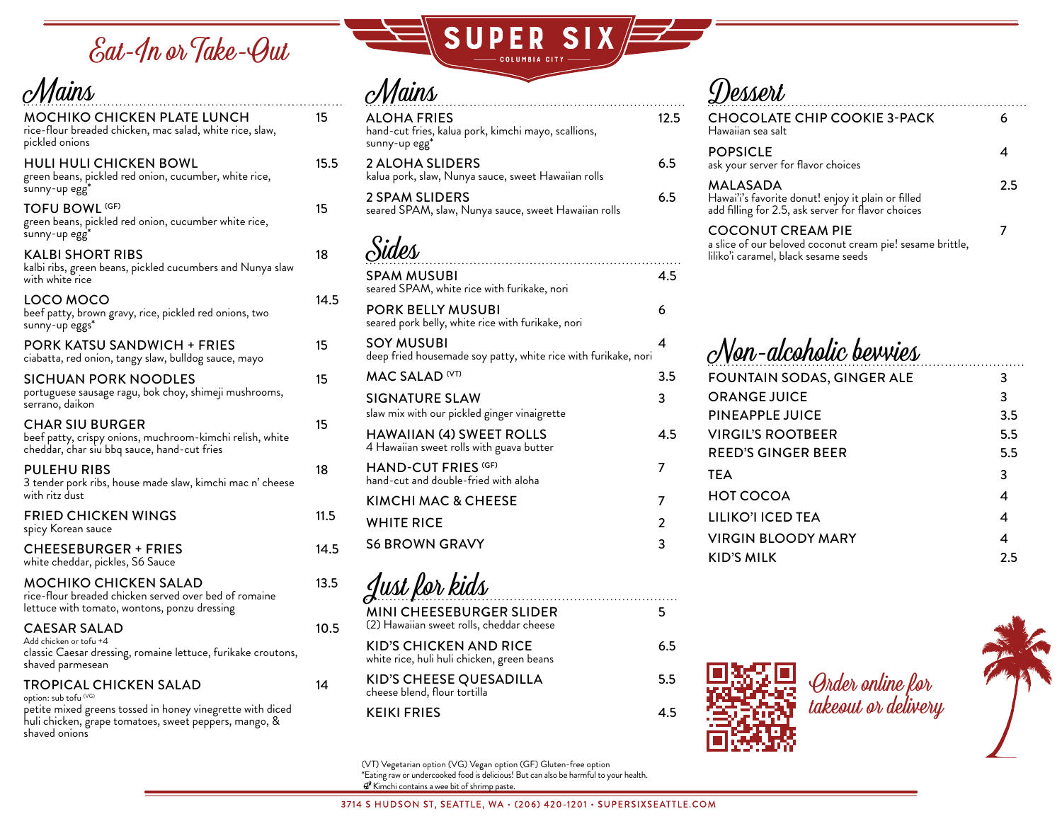# SUPER SIX

COLUMBIA CITY

Eat-In or Take-Out

## Mains

**MOCHIKO CHICKEN PLATE LUNCH** 15
rice-flour breaded chicken, mac salad, white rice, slaw, pickled onions

**HULI HULI CHICKEN BOWL** 15.5
green beans, pickled red onion, cucumber, white rice, sunny-up egg*

**TOFU BOWL (GF)** 15
green beans, pickled red onion, cucumber white rice, sunny-up egg*

**KALBI SHORT RIBS** 18
kalbi ribs, green beans, pickled cucumbers and Nunya slaw with white rice

**LOCO MOCO** 14.5
beef patty, brown gravy, rice, pickled red onions, two sunny-up eggs*

**PORK KATSU SANDWICH + FRIES** 15
ciabatta, red onion, tangy slaw, bulldog sauce, mayo

**SICHUAN PORK NOODLES** 15
portuguese sausage ragu, bok choy, shimeji mushrooms, serrano, daikon

**CHAR SIU BURGER** 15
beef patty, crispy onions, muchroom-kimchi relish, white cheddar, char siu bbq sauce, hand-cut fries

**PULEHU RIBS** 18
3 tender pork ribs, house made slaw, kimchi mac n' cheese with ritz dust

**FRIED CHICKEN WINGS** 11.5
spicy Korean sauce

**CHEESEBURGER + FRIES** 14.5
white cheddar, pickles, S6 Sauce

**MOCHIKO CHICKEN SALAD** 13.5
rice-flour breaded chicken served over bed of romaine lettuce with tomato, wontons, ponzu dressing

**CAESAR SALAD** 10.5
Add chicken or tofu +4
classic Caesar dressing, romaine lettuce, furikake croutons, shaved parmesean

**TROPICAL CHICKEN SALAD** 14
option: sub tofu (VG)
petite mixed greens tossed in honey vinegrette with diced huli chicken, grape tomatoes, sweet peppers, mango, & shaved onions

## Mains

**ALOHA FRIES** 12.5
hand-cut fries, kalua pork, kimchi mayo, scallions, sunny-up egg*

**2 ALOHA SLIDERS** 6.5
kalua pork, slaw, Nunya sauce, sweet Hawaiian rolls

**2 SPAM SLIDERS** 6.5
seared SPAM, slaw, Nunya sauce, sweet Hawaiian rolls

## Sides

**SPAM MUSUBI** 4.5
seared SPAM, white rice with furikake, nori

**PORK BELLY MUSUBI** 6
seared pork belly, white rice with furikake, nori

**SOY MUSUBI** 4
deep fried housemade soy patty, white rice with furikake, nori

**MAC SALAD (VT)** 3.5

**SIGNATURE SLAW** 3
slaw mix with our pickled ginger vinaigrette

**HAWAIIAN (4) SWEET ROLLS** 4.5
4 Hawaiian sweet rolls with guava butter

**HAND-CUT FRIES (GF)** 7
hand-cut and double-fried with aloha

**KIMCHI MAC & CHEESE** 7

**WHITE RICE** 2

**S6 BROWN GRAVY** 3

## Just for kids

**MINI CHEESEBURGER SLIDER** 5
(2) Hawaiian sweet rolls, cheddar cheese

**KID'S CHICKEN AND RICE** 6.5
white rice, huli huli chicken, green beans

**KID'S CHEESE QUESADILLA** 5.5
cheese blend, flour tortilla

**KEIKI FRIES** 4.5

## Dessert

**CHOCOLATE CHIP COOKIE 3-PACK** 6
Hawaiian sea salt

**POPSICLE** 4
ask your server for flavor choices

**MALASADA** 2.5
Hawai'i's favorite donut! enjoy it plain or filled
add filling for 2.5, ask server for flavor choices

**COCONUT CREAM PIE** 7
a slice of our beloved coconut cream pie! sesame brittle, liliko'i caramel, black sesame seeds

## Non-alcoholic bevvies

| Item | Price |
|---|---|
| FOUNTAIN SODAS, GINGER ALE | 3 |
| ORANGE JUICE | 3 |
| PINEAPPLE JUICE | 3.5 |
| VIRGIL'S ROOTBEER | 5.5 |
| REED'S GINGER BEER | 5.5 |
| TEA | 3 |
| HOT COCOA | 4 |
| LILIKO'I ICED TEA | 4 |
| VIRGIN BLOODY MARY | 4 |
| KID'S MILK | 2.5 |

Order online for takeout or delivery

(VT) Vegetarian option (VG) Vegan option (GF) Gluten-free option
*Eating raw or undercooked food is delicious! But can also be harmful to your health.
Kimchi contains a wee bit of shrimp paste.

3714 S HUDSON ST, SEATTLE, WA • (206) 420-1201 • SUPERSIXSEATTLE.COM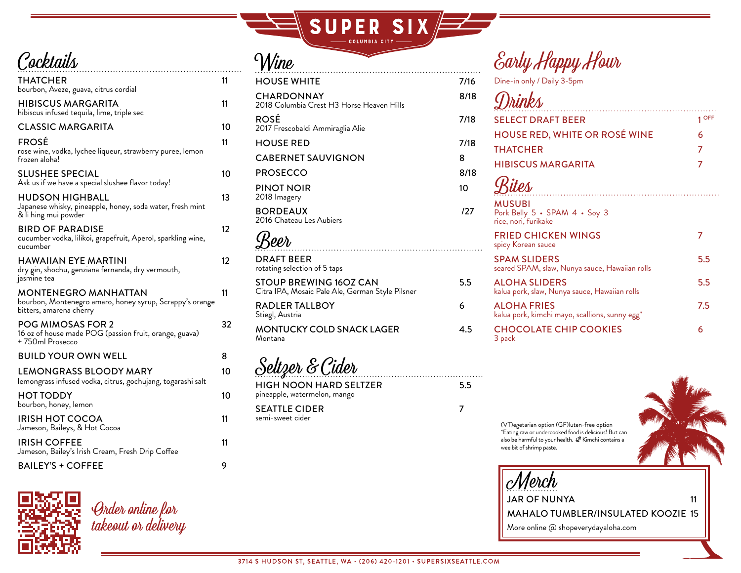# SUPER SIX

COLUMBIA CITY

## Cocktails

| | |
|---|---|
| **THATCHER**<br>bourbon, Aveze, guava, citrus cordial | 11 |
| **HIBISCUS MARGARITA**<br>hibiscus infused tequila, lime, triple sec | 11 |
| **CLASSIC MARGARITA** | 10 |
| **FROSÉ**<br>rose wine, vodka, lychee liqueur, strawberry puree, lemon frozen aloha! | 11 |
| **SLUSHEE SPECIAL**<br>Ask us if we have a special slushee flavor today! | 10 |
| **HUDSON HIGHBALL**<br>Japanese whisky, pineapple, honey, soda water, fresh mint & li hing mui powder | 13 |
| **BIRD OF PARADISE**<br>cucumber vodka, lilikoi, grapefruit, Aperol, sparkling wine, cucumber | 12 |
| **HAWAIIAN EYE MARTINI**<br>dry gin, shochu, genziana fernanda, dry vermouth, jasmine tea | 12 |
| **MONTENEGRO MANHATTAN**<br>bourbon, Montenegro amaro, honey syrup, Scrappy's orange bitters, amarena cherry | 11 |
| **POG MIMOSAS FOR 2**<br>16 oz of house made POG (passion fruit, orange, guava) + 750ml Prosecco | 32 |
| **BUILD YOUR OWN WELL** | 8 |
| **LEMONGRASS BLOODY MARY**<br>lemongrass infused vodka, citrus, gochujang, togarashi salt | 10 |
| **HOT TODDY**<br>bourbon, honey, lemon | 10 |
| **IRISH HOT COCOA**<br>Jameson, Baileys, & Hot Cocoa | 11 |
| **IRISH COFFEE**<br>Jameson, Bailey's Irish Cream, Fresh Drip Coffee | 11 |
| **BAILEY'S + COFFEE** | 9 |

*Order online for takeout or delivery*

## Wine

| | |
|---|---|
| **HOUSE WHITE** | 7/16 |
| **CHARDONNAY**<br>2018 Columbia Crest H3 Horse Heaven Hills | 8/18 |
| **ROSÉ**<br>2017 Frescobaldi Ammiraglia Alie | 7/18 |
| **HOUSE RED** | 7/18 |
| **CABERNET SAUVIGNON** | 8 |
| **PROSECCO** | 8/18 |
| **PINOT NOIR**<br>2018 Imagery | 10 |
| **BORDEAUX**<br>2016 Chateau Les Aubiers | /27 |

## Beer

| | |
|---|---|
| **DRAFT BEER**<br>rotating selection of 5 taps | |
| **STOUP BREWING 16OZ CAN**<br>Citra IPA, Mosaic Pale Ale, German Style Pilsner | 5.5 |
| **RADLER TALLBOY**<br>Stiegl, Austria | 6 |
| **MONTUCKY COLD SNACK LAGER**<br>Montana | 4.5 |

## Seltzer & Cider

| | |
|---|---|
| **HIGH NOON HARD SELTZER**<br>pineapple, watermelon, mango | 5.5 |
| **SEATTLE CIDER**<br>semi-sweet cider | 7 |

## Early Happy Hour

Dine-in only / Daily 3-5pm

### Drinks

| | |
|---|---|
| **SELECT DRAFT BEER** | 1 OFF |
| **HOUSE RED, WHITE OR ROSÉ WINE** | 6 |
| **THATCHER** | 7 |
| **HIBISCUS MARGARITA** | 7 |

### Bites

| | |
|---|---|
| **MUSUBI**<br>Pork Belly 5 • SPAM 4 • Soy 3<br>rice, nori, furikake | |
| **FRIED CHICKEN WINGS**<br>spicy Korean sauce | 7 |
| **SPAM SLIDERS**<br>seared SPAM, slaw, Nunya sauce, Hawaiian rolls | 5.5 |
| **ALOHA SLIDERS**<br>kalua pork, slaw, Nunya sauce, Hawaiian rolls | 5.5 |
| **ALOHA FRIES**<br>kalua pork, kimchi mayo, scallions, sunny egg* | 7.5 |
| **CHOCOLATE CHIP COOKIES**<br>3 pack | 6 |

(VT)egetarian option (GF)luten-free option
*Eating raw or undercooked food is delicious! But can also be harmful to your health. Kimchi contains a wee bit of shrimp paste.

## Merch

| | |
|---|---|
| **JAR OF NUNYA** | 11 |
| **MAHALO TUMBLER/INSULATED KOOZIE** | 15 |

More online @ shopeverydayaloha.com

3714 S HUDSON ST, SEATTLE, WA • (206) 420-1201 • SUPERSIXSEATTLE.COM